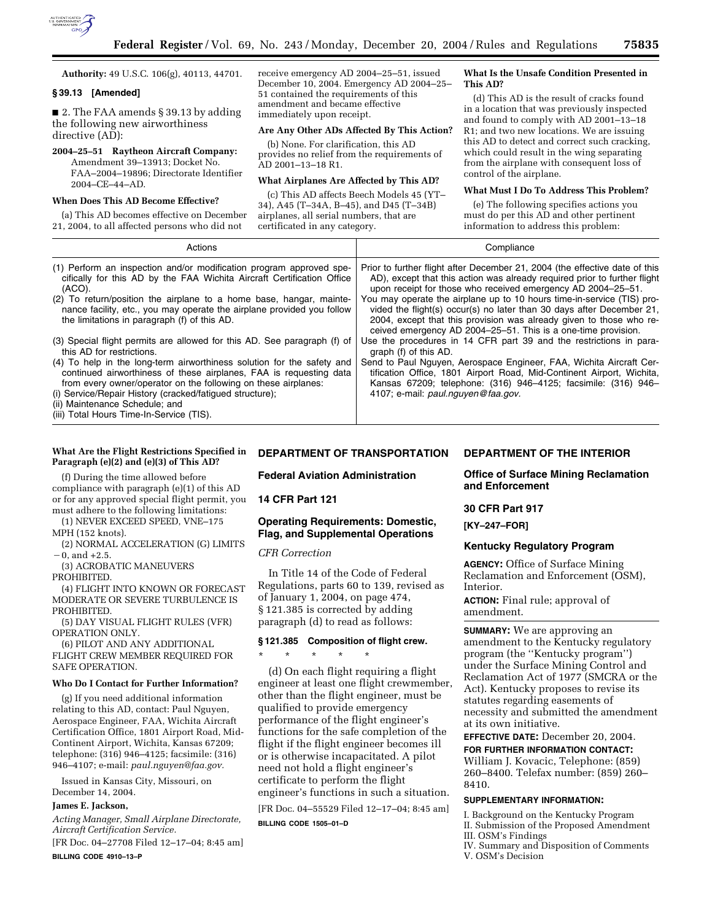**Authority:** 49 U.S.C. 106(g), 40113, 44701.

### § 39.13 [Amended]

■ 2. The FAA amends § 39.13 by adding the following new airworthiness directive (AD):

**2004–25–51 Raytheon Aircraft Company:** Amendment 39–13913; Docket No. FAA–2004–19896; Directorate Identifier 2004–CE–44–AD.

#### When Does This AD Become Effective?

(a) This AD becomes effective on December 21, 2004, to all affected persons who did not receive emergency AD 2004–25–51, issued December 10, 2004. Emergency AD 2004–25–51 contained the requirements of this amendment and became effective immediately upon receipt.

#### Are Any Other ADs Affected By This Action?

(b) None. For clarification, this AD provides no relief from the requirements of AD 2001–13–18 R1.

#### What Airplanes Are Affected by This AD?

(c) This AD affects Beech Models 45 (YT–34), A45 (T–34A, B–45), and D45 (T–34B) airplanes, all serial numbers, that are certificated in any category.

#### What Is the Unsafe Condition Presented in This AD?

(d) This AD is the result of cracks found in a location that was previously inspected and found to comply with AD 2001–13–18 R1; and two new locations. We are issuing this AD to detect and correct such cracking, which could result in the wing separating from the airplane with consequent loss of control of the airplane.

#### What Must I Do To Address This Problem?

(e) The following specifies actions you must do per this AD and other pertinent information to address this problem:

| Actions | Compliance |
|---|---|
| (1) Perform an inspection and/or modification program approved specifically for this AD by the FAA Wichita Aircraft Certification Office (ACO). | Prior to further flight after December 21, 2004 (the effective date of this AD), except that this action was already required prior to further flight upon receipt for those who received emergency AD 2004–25–51. |
| (2) To return/position the airplane to a home base, hangar, maintenance facility, etc., you may operate the airplane provided you follow the limitations in paragraph (f) of this AD. | You may operate the airplane up to 10 hours time-in-service (TIS) provided the flight(s) occur(s) no later than 30 days after December 21, 2004, except that this provision was already given to those who received emergency AD 2004–25–51. This is a one-time provision. |
| (3) Special flight permits are allowed for this AD. See paragraph (f) of this AD for restrictions. | Use the procedures in 14 CFR part 39 and the restrictions in paragraph (f) of this AD. |
| (4) To help in the long-term airworthiness solution for the safety and continued airworthiness of these airplanes, FAA is requesting data from every owner/operator on the following on these airplanes: (i) Service/Repair History (cracked/fatigued structure); (ii) Maintenance Schedule; and (iii) Total Hours Time-In-Service (TIS). | Send to Paul Nguyen, Aerospace Engineer, FAA, Wichita Aircraft Certification Office, 1801 Airport Road, Mid-Continent Airport, Wichita, Kansas 67209; telephone: (316) 946–4125; facsimile: (316) 946–4107; e-mail: *paul.nguyen@faa.gov*. |

#### What Are the Flight Restrictions Specified in Paragraph (e)(2) and (e)(3) of This AD?

(f) During the time allowed before compliance with paragraph (e)(1) of this AD or for any approved special flight permit, you must adhere to the following limitations:

(1) NEVER EXCEED SPEED, VNE–175 MPH (152 knots).

(2) NORMAL ACCELERATION (G) LIMITS −0, and +2.5.

(3) ACROBATIC MANEUVERS PROHIBITED.

(4) FLIGHT INTO KNOWN OR FORECAST MODERATE OR SEVERE TURBULENCE IS PROHIBITED.

(5) DAY VISUAL FLIGHT RULES (VFR) OPERATION ONLY.

(6) PILOT AND ANY ADDITIONAL FLIGHT CREW MEMBER REQUIRED FOR SAFE OPERATION.

#### Who Do I Contact for Further Information?

(g) If you need additional information relating to this AD, contact: Paul Nguyen, Aerospace Engineer, FAA, Wichita Aircraft Certification Office, 1801 Airport Road, Mid-Continent Airport, Wichita, Kansas 67209; telephone: (316) 946–4125; facsimile: (316) 946–4107; e-mail: *paul.nguyen@faa.gov*.

Issued in Kansas City, Missouri, on December 14, 2004.

**James E. Jackson,**

*Acting Manager, Small Airplane Directorate, Aircraft Certification Service.*

[FR Doc. 04–27708 Filed 12–17–04; 8:45 am]

**BILLING CODE 4910–13–P**

## DEPARTMENT OF TRANSPORTATION

### Federal Aviation Administration

### 14 CFR Part 121

### Operating Requirements: Domestic, Flag, and Supplemental Operations

*CFR Correction*

In Title 14 of the Code of Federal Regulations, parts 60 to 139, revised as of January 1, 2004, on page 474, § 121.385 is corrected by adding paragraph (d) to read as follows:

#### § 121.385 Composition of flight crew.

\* \* \* \* \*

(d) On each flight requiring a flight engineer at least one flight crewmember, other than the flight engineer, must be qualified to provide emergency performance of the flight engineer's functions for the safe completion of the flight if the flight engineer becomes ill or is otherwise incapacitated. A pilot need not hold a flight engineer's certificate to perform the flight engineer's functions in such a situation.

[FR Doc. 04–55529 Filed 12–17–04; 8:45 am]

**BILLING CODE 1505–01–D**

## DEPARTMENT OF THE INTERIOR

### Office of Surface Mining Reclamation and Enforcement

### 30 CFR Part 917

### [KY–247–FOR]

### Kentucky Regulatory Program

**AGENCY:** Office of Surface Mining Reclamation and Enforcement (OSM), Interior.

**ACTION:** Final rule; approval of amendment.

**SUMMARY:** We are approving an amendment to the Kentucky regulatory program (the ''Kentucky program'') under the Surface Mining Control and Reclamation Act of 1977 (SMCRA or the Act). Kentucky proposes to revise its statutes regarding easements of necessity and submitted the amendment at its own initiative.

**EFFECTIVE DATE:** December 20, 2004.

**FOR FURTHER INFORMATION CONTACT:** William J. Kovacic, Telephone: (859) 260–8400. Telefax number: (859) 260–8410.

**SUPPLEMENTARY INFORMATION:**

I. Background on the Kentucky Program
II. Submission of the Proposed Amendment
III. OSM's Findings
IV. Summary and Disposition of Comments
V. OSM's Decision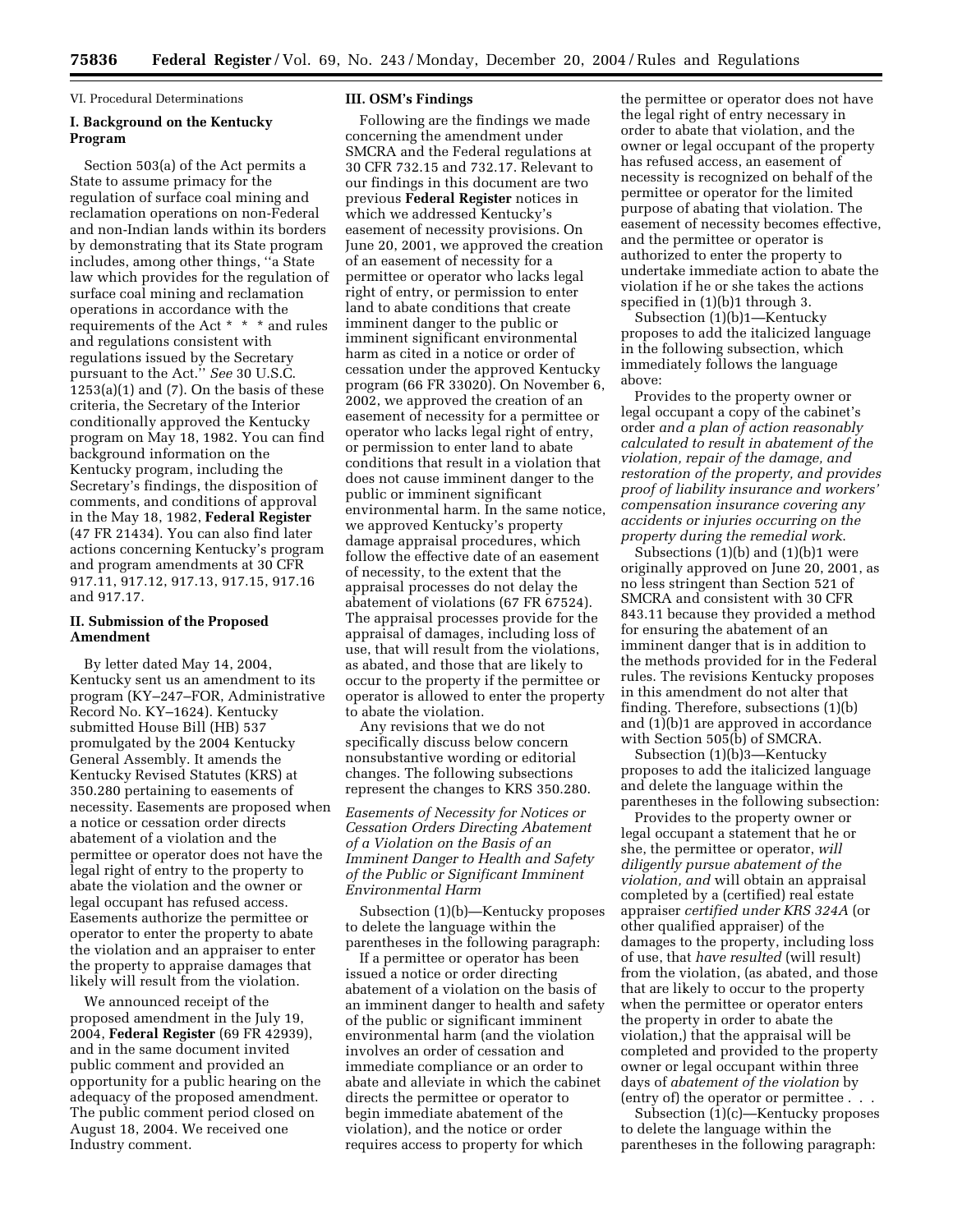VI. Procedural Determinations

## I. Background on the Kentucky Program

Section 503(a) of the Act permits a State to assume primacy for the regulation of surface coal mining and reclamation operations on non-Federal and non-Indian lands within its borders by demonstrating that its State program includes, among other things, "a State law which provides for the regulation of surface coal mining and reclamation operations in accordance with the requirements of the Act * * * and rules and regulations consistent with regulations issued by the Secretary pursuant to the Act." *See* 30 U.S.C. 1253(a)(1) and (7). On the basis of these criteria, the Secretary of the Interior conditionally approved the Kentucky program on May 18, 1982. You can find background information on the Kentucky program, including the Secretary's findings, the disposition of comments, and conditions of approval in the May 18, 1982, **Federal Register** (47 FR 21434). You can also find later actions concerning Kentucky's program and program amendments at 30 CFR 917.11, 917.12, 917.13, 917.15, 917.16 and 917.17.

## II. Submission of the Proposed Amendment

By letter dated May 14, 2004, Kentucky sent us an amendment to its program (KY–247–FOR, Administrative Record No. KY–1624). Kentucky submitted House Bill (HB) 537 promulgated by the 2004 Kentucky General Assembly. It amends the Kentucky Revised Statutes (KRS) at 350.280 pertaining to easements of necessity. Easements are proposed when a notice or cessation order directs abatement of a violation and the permittee or operator does not have the legal right of entry to the property to abate the violation and the owner or legal occupant has refused access. Easements authorize the permittee or operator to enter the property to abate the violation and an appraiser to enter the property to appraise damages that likely will result from the violation.

We announced receipt of the proposed amendment in the July 19, 2004, **Federal Register** (69 FR 42939), and in the same document invited public comment and provided an opportunity for a public hearing on the adequacy of the proposed amendment. The public comment period closed on August 18, 2004. We received one Industry comment.

## III. OSM's Findings

Following are the findings we made concerning the amendment under SMCRA and the Federal regulations at 30 CFR 732.15 and 732.17. Relevant to our findings in this document are two previous **Federal Register** notices in which we addressed Kentucky's easement of necessity provisions. On June 20, 2001, we approved the creation of an easement of necessity for a permittee or operator who lacks legal right of entry, or permission to enter land to abate conditions that create imminent danger to the public or imminent significant environmental harm as cited in a notice or order of cessation under the approved Kentucky program (66 FR 33020). On November 6, 2002, we approved the creation of an easement of necessity for a permittee or operator who lacks legal right of entry, or permission to enter land to abate conditions that result in a violation that does not cause imminent danger to the public or imminent significant environmental harm. In the same notice, we approved Kentucky's property damage appraisal procedures, which follow the effective date of an easement of necessity, to the extent that the appraisal processes do not delay the abatement of violations (67 FR 67524). The appraisal processes provide for the appraisal of damages, including loss of use, that will result from the violations, as abated, and those that are likely to occur to the property if the permittee or operator is allowed to enter the property to abate the violation.

Any revisions that we do not specifically discuss below concern nonsubstantive wording or editorial changes. The following subsections represent the changes to KRS 350.280.

*Easements of Necessity for Notices or Cessation Orders Directing Abatement of a Violation on the Basis of an Imminent Danger to Health and Safety of the Public or Significant Imminent Environmental Harm*

Subsection (1)(b)—Kentucky proposes to delete the language within the parentheses in the following paragraph:

If a permittee or operator has been issued a notice or order directing abatement of a violation on the basis of an imminent danger to health and safety of the public or significant imminent environmental harm (and the violation involves an order of cessation and immediate compliance or an order to abate and alleviate in which the cabinet directs the permittee or operator to begin immediate abatement of the violation), and the notice or order requires access to property for which the permittee or operator does not have the legal right of entry necessary in order to abate that violation, and the owner or legal occupant of the property has refused access, an easement of necessity is recognized on behalf of the permittee or operator for the limited purpose of abating that violation. The easement of necessity becomes effective, and the permittee or operator is authorized to enter the property to undertake immediate action to abate the violation if he or she takes the actions specified in (1)(b)1 through 3.

Subsection (1)(b)1—Kentucky proposes to add the italicized language in the following subsection, which immediately follows the language above:

Provides to the property owner or legal occupant a copy of the cabinet's order *and a plan of action reasonably calculated to result in abatement of the violation, repair of the damage, and restoration of the property, and provides proof of liability insurance and workers' compensation insurance covering any accidents or injuries occurring on the property during the remedial work.*

Subsections (1)(b) and (1)(b)1 were originally approved on June 20, 2001, as no less stringent than Section 521 of SMCRA and consistent with 30 CFR 843.11 because they provided a method for ensuring the abatement of an imminent danger that is in addition to the methods provided for in the Federal rules. The revisions Kentucky proposes in this amendment do not alter that finding. Therefore, subsections (1)(b) and (1)(b)1 are approved in accordance with Section 505(b) of SMCRA.

Subsection (1)(b)3—Kentucky proposes to add the italicized language and delete the language within the parentheses in the following subsection:

Provides to the property owner or legal occupant a statement that he or she, the permittee or operator, *will diligently pursue abatement of the violation, and* will obtain an appraisal completed by a (certified) real estate appraiser *certified under KRS 324A* (or other qualified appraiser) of the damages to the property, including loss of use, that *have resulted* (will result) from the violation, (as abated, and those that are likely to occur to the property when the permittee or operator enters the property in order to abate the violation,) that the appraisal will be completed and provided to the property owner or legal occupant within three days of *abatement of the violation* by (entry of) the operator or permittee . . .

Subsection (1)(c)—Kentucky proposes to delete the language within the parentheses in the following paragraph: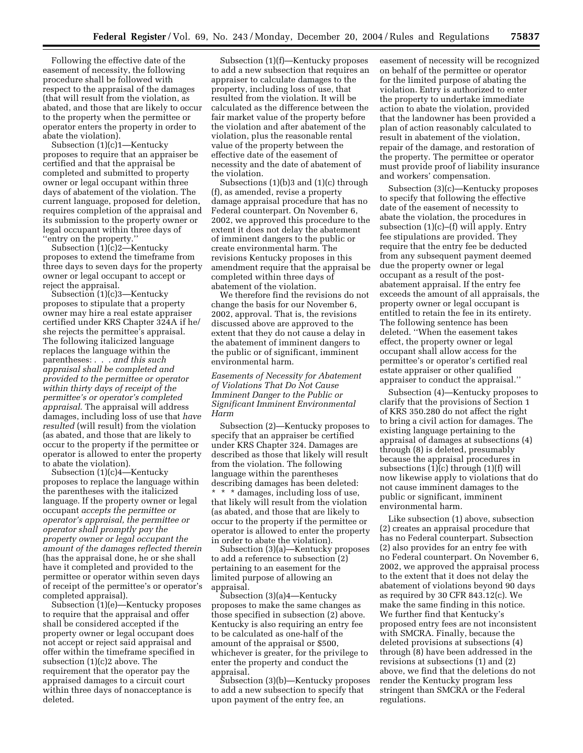Following the effective date of the easement of necessity, the following procedure shall be followed with respect to the appraisal of the damages (that will result from the violation, as abated, and those that are likely to occur to the property when the permittee or operator enters the property in order to abate the violation).

Subsection (1)(c)1—Kentucky proposes to require that an appraiser be certified and that the appraisal be completed and submitted to property owner or legal occupant within three days of abatement of the violation. The current language, proposed for deletion, requires completion of the appraisal and its submission to the property owner or legal occupant within three days of "entry on the property."

Subsection (1)(c)2—Kentucky proposes to extend the timeframe from three days to seven days for the property owner or legal occupant to accept or reject the appraisal.

Subsection (1)(c)3—Kentucky proposes to stipulate that a property owner may hire a real estate appraiser certified under KRS Chapter 324A if he/she rejects the permittee's appraisal. The following italicized language replaces the language within the parentheses: . . . *and this such appraisal shall be completed and provided to the permittee or operator within thirty days of receipt of the permittee's or operator's completed appraisal*. The appraisal will address damages, including loss of use that *have resulted* (will result) from the violation (as abated, and those that are likely to occur to the property if the permittee or operator is allowed to enter the property to abate the violation).

Subsection (1)(c)4—Kentucky proposes to replace the language within the parentheses with the italicized language. If the property owner or legal occupant *accepts the permittee or operator's appraisal, the permittee or operator shall promptly pay the property owner or legal occupant the amount of the damages reflected therein* (has the appraisal done, he or she shall have it completed and provided to the permittee or operator within seven days of receipt of the permittee's or operator's completed appraisal).

Subsection (1)(e)—Kentucky proposes to require that the appraisal and offer shall be considered accepted if the property owner or legal occupant does not accept or reject said appraisal and offer within the timeframe specified in subsection (1)(c)2 above. The requirement that the operator pay the appraised damages to a circuit court within three days of nonacceptance is deleted.

Subsection (1)(f)—Kentucky proposes to add a new subsection that requires an appraiser to calculate damages to the property, including loss of use, that resulted from the violation. It will be calculated as the difference between the fair market value of the property before the violation and after abatement of the violation, plus the reasonable rental value of the property between the effective date of the easement of necessity and the date of abatement of the violation.

Subsections (1)(b)3 and (1)(c) through (f), as amended, revise a property damage appraisal procedure that has no Federal counterpart. On November 6, 2002, we approved this procedure to the extent it does not delay the abatement of imminent dangers to the public or create environmental harm. The revisions Kentucky proposes in this amendment require that the appraisal be completed within three days of abatement of the violation.

We therefore find the revisions do not change the basis for our November 6, 2002, approval. That is, the revisions discussed above are approved to the extent that they do not cause a delay in the abatement of imminent dangers to the public or of significant, imminent environmental harm.

*Easements of Necessity for Abatement of Violations That Do Not Cause Imminent Danger to the Public or Significant Imminent Environmental Harm*

Subsection (2)—Kentucky proposes to specify that an appraiser be certified under KRS Chapter 324. Damages are described as those that likely will result from the violation. The following language within the parentheses describing damages has been deleted: * * * damages, including loss of use, that likely will result from the violation (as abated, and those that are likely to occur to the property if the permittee or operator is allowed to enter the property in order to abate the violation).

Subsection (3)(a)—Kentucky proposes to add a reference to subsection (2) pertaining to an easement for the limited purpose of allowing an appraisal.

Subsection (3)(a)4—Kentucky proposes to make the same changes as those specified in subsection (2) above. Kentucky is also requiring an entry fee to be calculated as one-half of the amount of the appraisal or $500, whichever is greater, for the privilege to enter the property and conduct the appraisal.

Subsection (3)(b)—Kentucky proposes to add a new subsection to specify that upon payment of the entry fee, an easement of necessity will be recognized on behalf of the permittee or operator for the limited purpose of abating the violation. Entry is authorized to enter the property to undertake immediate action to abate the violation, provided that the landowner has been provided a plan of action reasonably calculated to result in abatement of the violation, repair of the damage, and restoration of the property. The permittee or operator must provide proof of liability insurance and workers' compensation.

Subsection (3)(c)—Kentucky proposes to specify that following the effective date of the easement of necessity to abate the violation, the procedures in subsection (1)(c)–(f) will apply. Entry fee stipulations are provided. They require that the entry fee be deducted from any subsequent payment deemed due the property owner or legal occupant as a result of the post-abatement appraisal. If the entry fee exceeds the amount of all appraisals, the property owner or legal occupant is entitled to retain the fee in its entirety. The following sentence has been deleted. "When the easement takes effect, the property owner or legal occupant shall allow access for the permittee's or operator's certified real estate appraiser or other qualified appraiser to conduct the appraisal."

Subsection (4)—Kentucky proposes to clarify that the provisions of Section 1 of KRS 350.280 do not affect the right to bring a civil action for damages. The existing language pertaining to the appraisal of damages at subsections (4) through (8) is deleted, presumably because the appraisal procedures in subsections (1)(c) through (1)(f) will now likewise apply to violations that do not cause imminent damages to the public or significant, imminent environmental harm.

Like subsection (1) above, subsection (2) creates an appraisal procedure that has no Federal counterpart. Subsection (2) also provides for an entry fee with no Federal counterpart. On November 6, 2002, we approved the appraisal process to the extent that it does not delay the abatement of violations beyond 90 days as required by 30 CFR 843.12(c). We make the same finding in this notice. We further find that Kentucky's proposed entry fees are not inconsistent with SMCRA. Finally, because the deleted provisions at subsections (4) through (8) have been addressed in the revisions at subsections (1) and (2) above, we find that the deletions do not render the Kentucky program less stringent than SMCRA or the Federal regulations.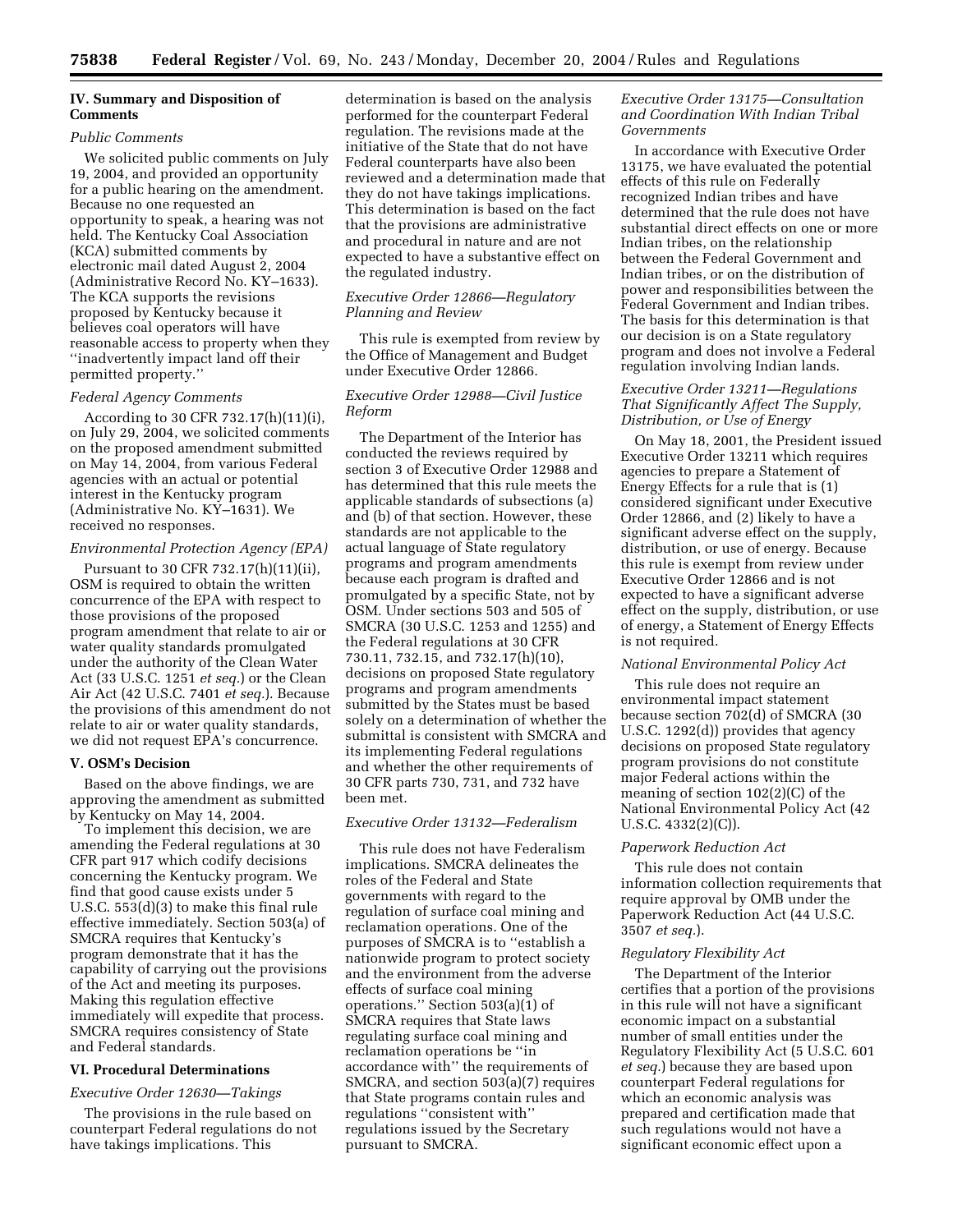## IV. Summary and Disposition of Comments

*Public Comments*

We solicited public comments on July 19, 2004, and provided an opportunity for a public hearing on the amendment. Because no one requested an opportunity to speak, a hearing was not held. The Kentucky Coal Association (KCA) submitted comments by electronic mail dated August 2, 2004 (Administrative Record No. KY–1633). The KCA supports the revisions proposed by Kentucky because it believes coal operators will have reasonable access to property when they ''inadvertently impact land off their permitted property.''

*Federal Agency Comments*

According to 30 CFR 732.17(h)(11)(i), on July 29, 2004, we solicited comments on the proposed amendment submitted on May 14, 2004, from various Federal agencies with an actual or potential interest in the Kentucky program (Administrative No. KY–1631). We received no responses.

*Environmental Protection Agency (EPA)*

Pursuant to 30 CFR 732.17(h)(11)(ii), OSM is required to obtain the written concurrence of the EPA with respect to those provisions of the proposed program amendment that relate to air or water quality standards promulgated under the authority of the Clean Water Act (33 U.S.C. 1251 *et seq.*) or the Clean Air Act (42 U.S.C. 7401 *et seq.*). Because the provisions of this amendment do not relate to air or water quality standards, we did not request EPA's concurrence.

## V. OSM's Decision

Based on the above findings, we are approving the amendment as submitted by Kentucky on May 14, 2004.

To implement this decision, we are amending the Federal regulations at 30 CFR part 917 which codify decisions concerning the Kentucky program. We find that good cause exists under 5 U.S.C. 553(d)(3) to make this final rule effective immediately. Section 503(a) of SMCRA requires that Kentucky's program demonstrate that it has the capability of carrying out the provisions of the Act and meeting its purposes. Making this regulation effective immediately will expedite that process. SMCRA requires consistency of State and Federal standards.

## VI. Procedural Determinations

*Executive Order 12630—Takings*

The provisions in the rule based on counterpart Federal regulations do not have takings implications. This determination is based on the analysis performed for the counterpart Federal regulation. The revisions made at the initiative of the State that do not have Federal counterparts have also been reviewed and a determination made that they do not have takings implications. This determination is based on the fact that the provisions are administrative and procedural in nature and are not expected to have a substantive effect on the regulated industry.

*Executive Order 12866—Regulatory Planning and Review*

This rule is exempted from review by the Office of Management and Budget under Executive Order 12866.

*Executive Order 12988—Civil Justice Reform*

The Department of the Interior has conducted the reviews required by section 3 of Executive Order 12988 and has determined that this rule meets the applicable standards of subsections (a) and (b) of that section. However, these standards are not applicable to the actual language of State regulatory programs and program amendments because each program is drafted and promulgated by a specific State, not by OSM. Under sections 503 and 505 of SMCRA (30 U.S.C. 1253 and 1255) and the Federal regulations at 30 CFR 730.11, 732.15, and 732.17(h)(10), decisions on proposed State regulatory programs and program amendments submitted by the States must be based solely on a determination of whether the submittal is consistent with SMCRA and its implementing Federal regulations and whether the other requirements of 30 CFR parts 730, 731, and 732 have been met.

*Executive Order 13132—Federalism*

This rule does not have Federalism implications. SMCRA delineates the roles of the Federal and State governments with regard to the regulation of surface coal mining and reclamation operations. One of the purposes of SMCRA is to ''establish a nationwide program to protect society and the environment from the adverse effects of surface coal mining operations.'' Section 503(a)(1) of SMCRA requires that State laws regulating surface coal mining and reclamation operations be ''in accordance with'' the requirements of SMCRA, and section 503(a)(7) requires that State programs contain rules and regulations ''consistent with'' regulations issued by the Secretary pursuant to SMCRA.

*Executive Order 13175—Consultation and Coordination With Indian Tribal Governments*

In accordance with Executive Order 13175, we have evaluated the potential effects of this rule on Federally recognized Indian tribes and have determined that the rule does not have substantial direct effects on one or more Indian tribes, on the relationship between the Federal Government and Indian tribes, or on the distribution of power and responsibilities between the Federal Government and Indian tribes. The basis for this determination is that our decision is on a State regulatory program and does not involve a Federal regulation involving Indian lands.

*Executive Order 13211—Regulations That Significantly Affect The Supply, Distribution, or Use of Energy*

On May 18, 2001, the President issued Executive Order 13211 which requires agencies to prepare a Statement of Energy Effects for a rule that is (1) considered significant under Executive Order 12866, and (2) likely to have a significant adverse effect on the supply, distribution, or use of energy. Because this rule is exempt from review under Executive Order 12866 and is not expected to have a significant adverse effect on the supply, distribution, or use of energy, a Statement of Energy Effects is not required.

*National Environmental Policy Act*

This rule does not require an environmental impact statement because section 702(d) of SMCRA (30 U.S.C. 1292(d)) provides that agency decisions on proposed State regulatory program provisions do not constitute major Federal actions within the meaning of section 102(2)(C) of the National Environmental Policy Act (42 U.S.C. 4332(2)(C)).

*Paperwork Reduction Act*

This rule does not contain information collection requirements that require approval by OMB under the Paperwork Reduction Act (44 U.S.C. 3507 *et seq.*).

*Regulatory Flexibility Act*

The Department of the Interior certifies that a portion of the provisions in this rule will not have a significant economic impact on a substantial number of small entities under the Regulatory Flexibility Act (5 U.S.C. 601 *et seq.*) because they are based upon counterpart Federal regulations for which an economic analysis was prepared and certification made that such regulations would not have a significant economic effect upon a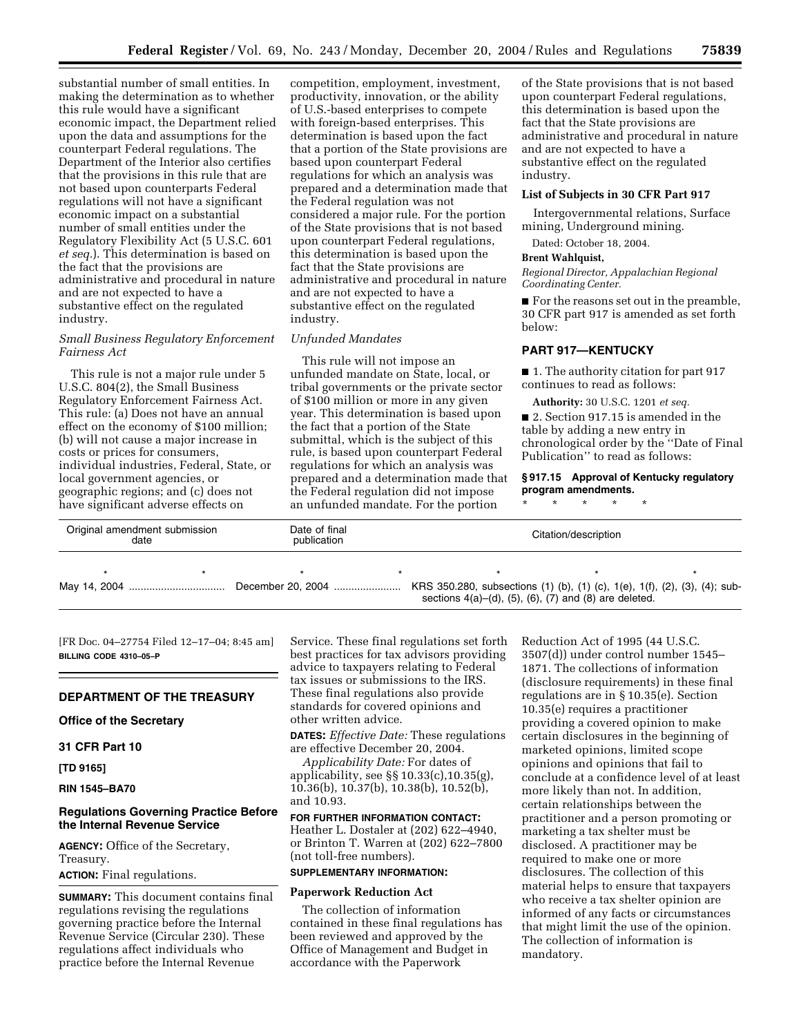substantial number of small entities. In making the determination as to whether this rule would have a significant economic impact, the Department relied upon the data and assumptions for the counterpart Federal regulations. The Department of the Interior also certifies that the provisions in this rule that are not based upon counterparts Federal regulations will not have a significant economic impact on a substantial number of small entities under the Regulatory Flexibility Act (5 U.S.C. 601 *et seq.*). This determination is based on the fact that the provisions are administrative and procedural in nature and are not expected to have a substantive effect on the regulated industry.

*Small Business Regulatory Enforcement Fairness Act*

This rule is not a major rule under 5 U.S.C. 804(2), the Small Business Regulatory Enforcement Fairness Act. This rule: (a) Does not have an annual effect on the economy of $100 million; (b) will not cause a major increase in costs or prices for consumers, individual industries, Federal, State, or local government agencies, or geographic regions; and (c) does not have significant adverse effects on competition, employment, investment, productivity, innovation, or the ability of U.S.-based enterprises to compete with foreign-based enterprises. This determination is based upon the fact that a portion of the State provisions are based upon counterpart Federal regulations for which an analysis was prepared and a determination made that the Federal regulation was not considered a major rule. For the portion of the State provisions that is not based upon counterpart Federal regulations, this determination is based upon the fact that the State provisions are administrative and procedural in nature and are not expected to have a substantive effect on the regulated industry.

*Unfunded Mandates*

This rule will not impose an unfunded mandate on State, local, or tribal governments or the private sector of $100 million or more in any given year. This determination is based upon the fact that a portion of the State submittal, which is the subject of this rule, is based upon counterpart Federal regulations for which an analysis was prepared and a determination made that the Federal regulation did not impose an unfunded mandate. For the portion of the State provisions that is not based upon counterpart Federal regulations, this determination is based upon the fact that the State provisions are administrative and procedural in nature and are not expected to have a substantive effect on the regulated industry.

**List of Subjects in 30 CFR Part 917**

Intergovernmental relations, Surface mining, Underground mining.

Dated: October 18, 2004.

**Brent Wahlquist,**

*Regional Director, Appalachian Regional Coordinating Center.*

■ For the reasons set out in the preamble, 30 CFR part 917 is amended as set forth below:

## PART 917—KENTUCKY

■ 1. The authority citation for part 917 continues to read as follows:

**Authority:** 30 U.S.C. 1201 *et seq.*

■ 2. Section 917.15 is amended in the table by adding a new entry in chronological order by the ''Date of Final Publication'' to read as follows:

**§ 917.15 Approval of Kentucky regulatory program amendments.**

\* \* \* \* \*

| Original amendment submission date | Date of final publication | Citation/description |
|---|---|---|
| \* \* | \* \* | \* \* \* |
| May 14, 2004 | December 20, 2004 | KRS 350.280, subsections (1) (b), (1) (c), 1(e), 1(f), (2), (3), (4); subsections 4(a)–(d), (5), (6), (7) and (8) are deleted. |

[FR Doc. 04–27754 Filed 12–17–04; 8:45 am]

**BILLING CODE 4310–05–P**

---

## DEPARTMENT OF THE TREASURY

### Office of the Secretary

### 31 CFR Part 10

### [TD 9165]

### RIN 1545–BA70

## Regulations Governing Practice Before the Internal Revenue Service

**AGENCY:** Office of the Secretary, Treasury.

**ACTION:** Final regulations.

**SUMMARY:** This document contains final regulations revising the regulations governing practice before the Internal Revenue Service (Circular 230). These regulations affect individuals who practice before the Internal Revenue Service. These final regulations set forth best practices for tax advisors providing advice to taxpayers relating to Federal tax issues or submissions to the IRS. These final regulations also provide standards for covered opinions and other written advice.

**DATES:** *Effective Date:* These regulations are effective December 20, 2004.

*Applicability Date:* For dates of applicability, see §§ 10.33(c),10.35(g), 10.36(b), 10.37(b), 10.38(b), 10.52(b), and 10.93.

**FOR FURTHER INFORMATION CONTACT:** Heather L. Dostaler at (202) 622–4940, or Brinton T. Warren at (202) 622–7800 (not toll-free numbers).

**SUPPLEMENTARY INFORMATION:**

### Paperwork Reduction Act

The collection of information contained in these final regulations has been reviewed and approved by the Office of Management and Budget in accordance with the Paperwork Reduction Act of 1995 (44 U.S.C. 3507(d)) under control number 1545–1871. The collections of information (disclosure requirements) in these final regulations are in § 10.35(e). Section 10.35(e) requires a practitioner providing a covered opinion to make certain disclosures in the beginning of marketed opinions, limited scope opinions and opinions that fail to conclude at a confidence level of at least more likely than not. In addition, certain relationships between the practitioner and a person promoting or marketing a tax shelter must be disclosed. A practitioner may be required to make one or more disclosures. The collection of this material helps to ensure that taxpayers who receive a tax shelter opinion are informed of any facts or circumstances that might limit the use of the opinion. The collection of information is mandatory.